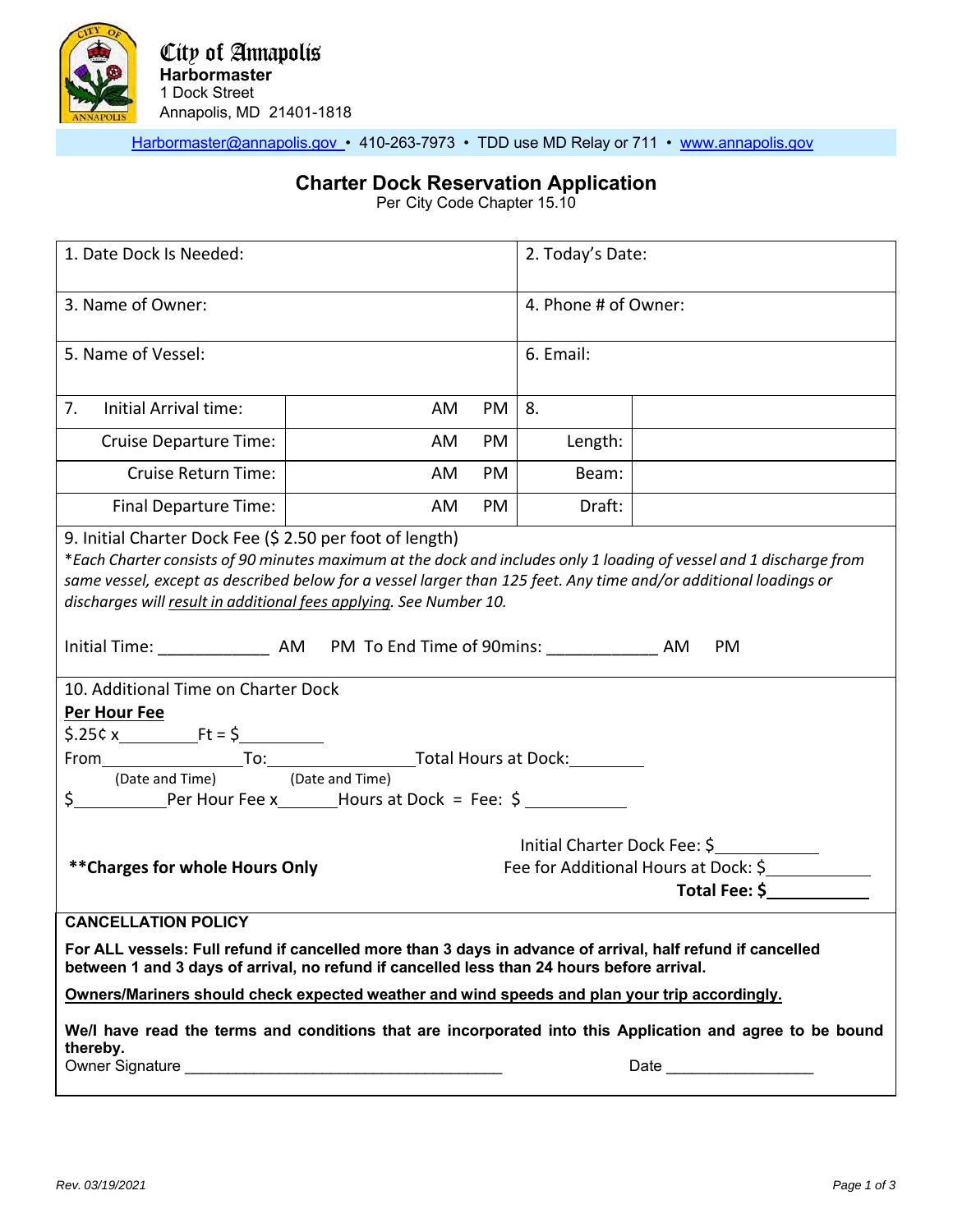**City of Annapolis**
**Harbormaster**
1 Dock Street
Annapolis, MD 21401-1818

Harbormaster@annapolis.gov • 410-263-7973 • TDD use MD Relay or 711 • www.annapolis.gov

## Charter Dock Reservation Application

Per City Code Chapter 15.10

| 1. Date Dock Is Needed: | | 2. Today's Date: | |
|---|---|---|---|
| 3. Name of Owner: | | 4. Phone # of Owner: | |
| 5. Name of Vessel: | | 6. Email: | |
| 7. Initial Arrival time: | AM PM | 8. | |
| Cruise Departure Time: | AM PM | Length: | |
| Cruise Return Time: | AM PM | Beam: | |
| Final Departure Time: | AM PM | Draft: | |

9. Initial Charter Dock Fee ($ 2.50 per foot of length)

*\*Each Charter consists of 90 minutes maximum at the dock and includes only 1 loading of vessel and 1 discharge from same vessel, except as described below for a vessel larger than 125 feet. Any time and/or additional loadings or discharges will result in additional fees applying. See Number 10.*

Initial Time: ____________ AM PM To End Time of 90mins: ____________ AM PM

10. Additional Time on Charter Dock

**Per Hour Fee**

$.25¢ x ________ Ft = $ _________

From _______________ To: _______________ Total Hours at Dock: ________
(Date and Time) (Date and Time)

$ __________ Per Hour Fee x _______ Hours at Dock = Fee: $ ___________

**\*\*Charges for whole Hours Only**

Initial Charter Dock Fee: $ ___________
Fee for Additional Hours at Dock: $ ___________
**Total Fee: $ ___________**

**CANCELLATION POLICY**

**For ALL vessels: Full refund if cancelled more than 3 days in advance of arrival, half refund if cancelled between 1 and 3 days of arrival, no refund if cancelled less than 24 hours before arrival.**

**Owners/Mariners should check expected weather and wind speeds and plan your trip accordingly.**

**We/I have read the terms and conditions that are incorporated into this Application and agree to be bound thereby.**

Owner Signature _____________________________________ Date _________________

Rev. 03/19/2021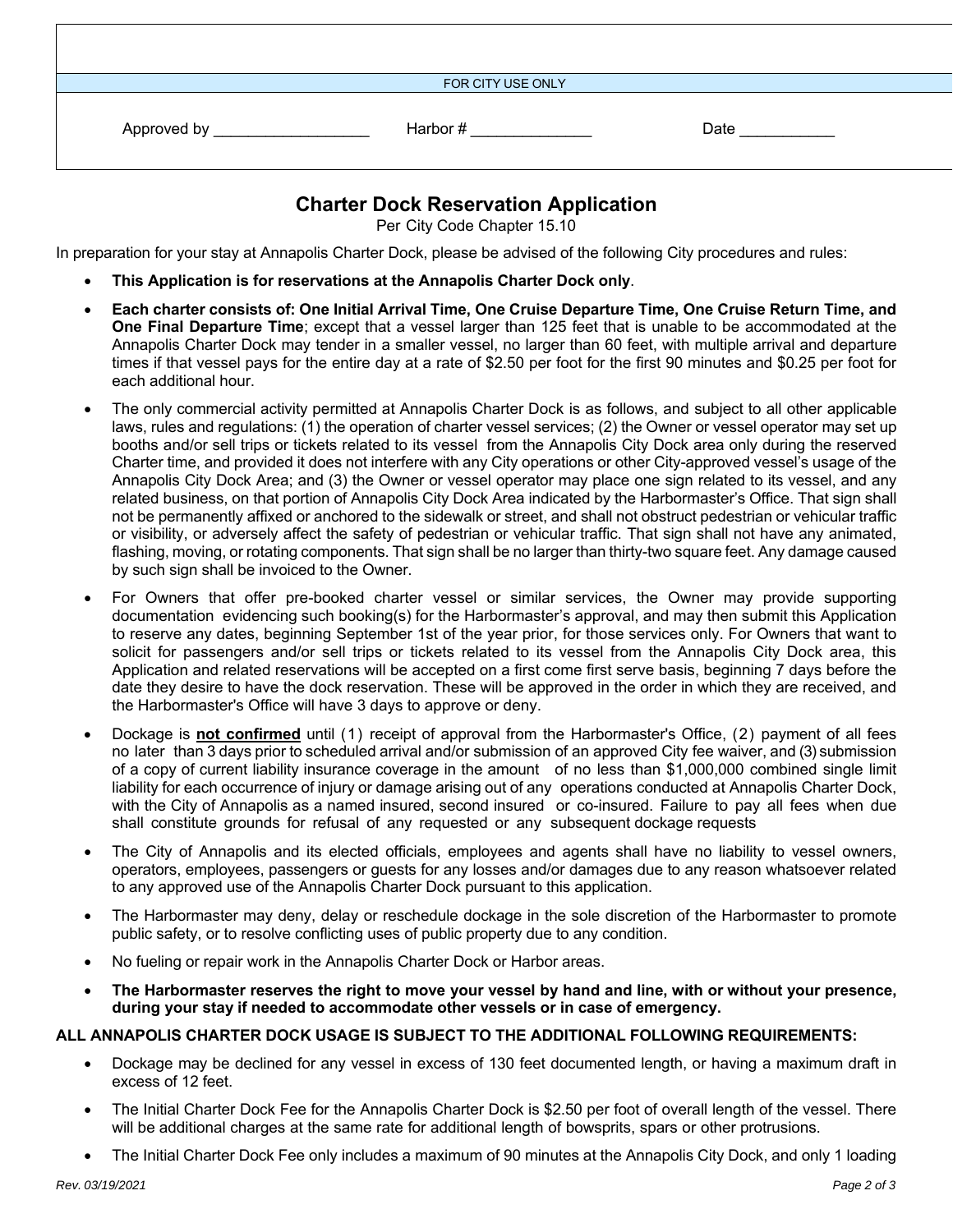FOR CITY USE ONLY

Approved by __________________ Harbor # ______________ Date ___________

## Charter Dock Reservation Application

Per City Code Chapter 15.10

In preparation for your stay at Annapolis Charter Dock, please be advised of the following City procedures and rules:

- **This Application is for reservations at the Annapolis Charter Dock only**.
- **Each charter consists of: One Initial Arrival Time, One Cruise Departure Time, One Cruise Return Time, and One Final Departure Time**; except that a vessel larger than 125 feet that is unable to be accommodated at the Annapolis Charter Dock may tender in a smaller vessel, no larger than 60 feet, with multiple arrival and departure times if that vessel pays for the entire day at a rate of $2.50 per foot for the first 90 minutes and $0.25 per foot for each additional hour.
- The only commercial activity permitted at Annapolis Charter Dock is as follows, and subject to all other applicable laws, rules and regulations: (1) the operation of charter vessel services; (2) the Owner or vessel operator may set up booths and/or sell trips or tickets related to its vessel from the Annapolis City Dock area only during the reserved Charter time, and provided it does not interfere with any City operations or other City-approved vessel's usage of the Annapolis City Dock Area; and (3) the Owner or vessel operator may place one sign related to its vessel, and any related business, on that portion of Annapolis City Dock Area indicated by the Harbormaster's Office. That sign shall not be permanently affixed or anchored to the sidewalk or street, and shall not obstruct pedestrian or vehicular traffic or visibility, or adversely affect the safety of pedestrian or vehicular traffic. That sign shall not have any animated, flashing, moving, or rotating components. That sign shall be no larger than thirty-two square feet. Any damage caused by such sign shall be invoiced to the Owner.
- For Owners that offer pre-booked charter vessel or similar services, the Owner may provide supporting documentation evidencing such booking(s) for the Harbormaster's approval, and may then submit this Application to reserve any dates, beginning September 1st of the year prior, for those services only. For Owners that want to solicit for passengers and/or sell trips or tickets related to its vessel from the Annapolis City Dock area, this Application and related reservations will be accepted on a first come first serve basis, beginning 7 days before the date they desire to have the dock reservation. These will be approved in the order in which they are received, and the Harbormaster's Office will have 3 days to approve or deny.
- Dockage is **<u>not confirmed</u>** until (1) receipt of approval from the Harbormaster's Office, (2) payment of all fees no later than 3 days prior to scheduled arrival and/or submission of an approved City fee waiver, and (3) submission of a copy of current liability insurance coverage in the amount of no less than $1,000,000 combined single limit liability for each occurrence of injury or damage arising out of any operations conducted at Annapolis Charter Dock, with the City of Annapolis as a named insured, second insured or co-insured. Failure to pay all fees when due shall constitute grounds for refusal of any requested or any subsequent dockage requests
- The City of Annapolis and its elected officials, employees and agents shall have no liability to vessel owners, operators, employees, passengers or guests for any losses and/or damages due to any reason whatsoever related to any approved use of the Annapolis Charter Dock pursuant to this application.
- The Harbormaster may deny, delay or reschedule dockage in the sole discretion of the Harbormaster to promote public safety, or to resolve conflicting uses of public property due to any condition.
- No fueling or repair work in the Annapolis Charter Dock or Harbor areas.
- **The Harbormaster reserves the right to move your vessel by hand and line, with or without your presence, during your stay if needed to accommodate other vessels or in case of emergency.**

**ALL ANNAPOLIS CHARTER DOCK USAGE IS SUBJECT TO THE ADDITIONAL FOLLOWING REQUIREMENTS:**

- Dockage may be declined for any vessel in excess of 130 feet documented length, or having a maximum draft in excess of 12 feet.
- The Initial Charter Dock Fee for the Annapolis Charter Dock is $2.50 per foot of overall length of the vessel. There will be additional charges at the same rate for additional length of bowsprits, spars or other protrusions.
- The Initial Charter Dock Fee only includes a maximum of 90 minutes at the Annapolis City Dock, and only 1 loading

Rev. 03/19/2021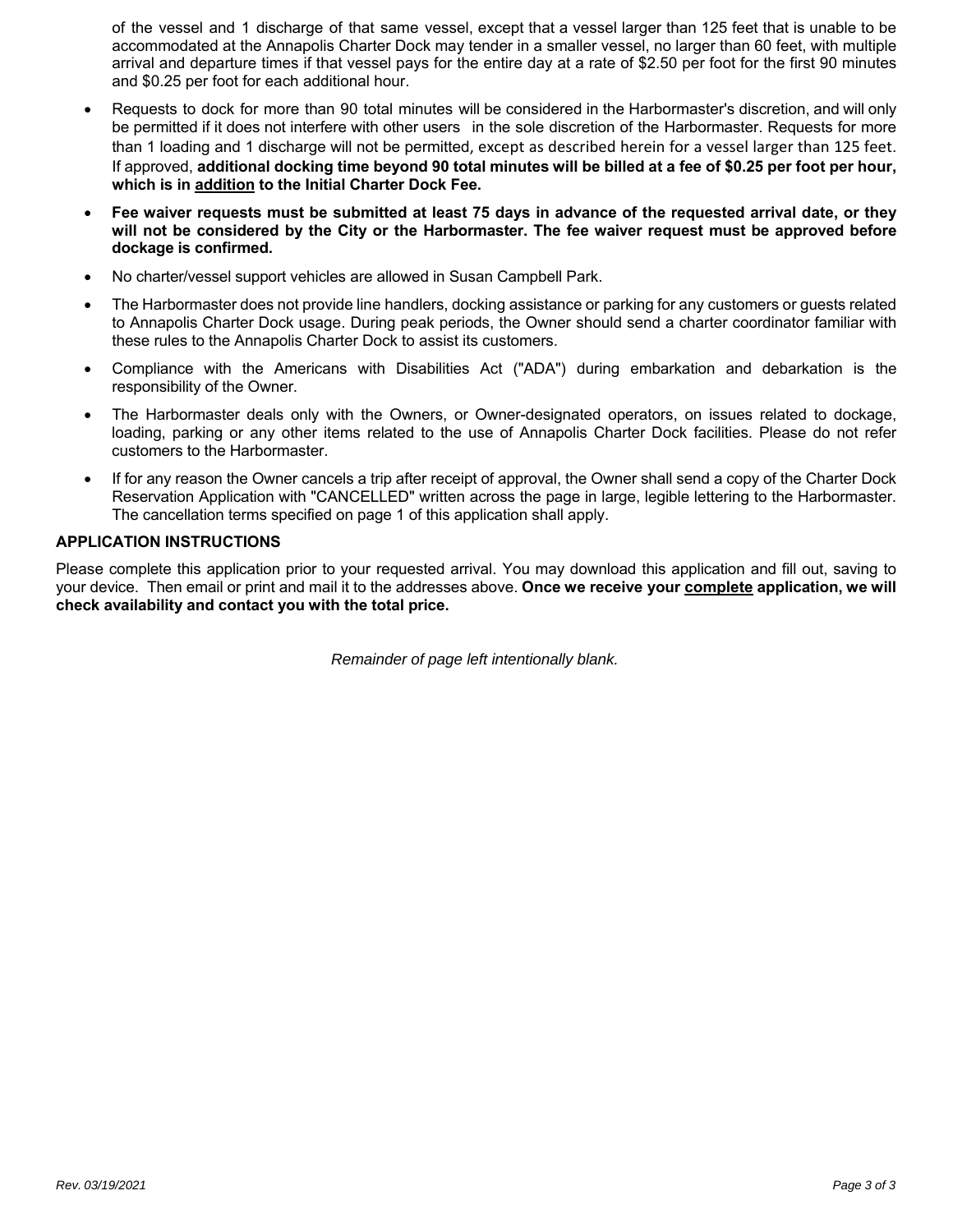of the vessel and 1 discharge of that same vessel, except that a vessel larger than 125 feet that is unable to be accommodated at the Annapolis Charter Dock may tender in a smaller vessel, no larger than 60 feet, with multiple arrival and departure times if that vessel pays for the entire day at a rate of $2.50 per foot for the first 90 minutes and $0.25 per foot for each additional hour.

- Requests to dock for more than 90 total minutes will be considered in the Harbormaster's discretion, and will only be permitted if it does not interfere with other users in the sole discretion of the Harbormaster. Requests for more than 1 loading and 1 discharge will not be permitted, except as described herein for a vessel larger than 125 feet. If approved, **additional docking time beyond 90 total minutes will be billed at a fee of $0.25 per foot per hour, which is in <u>addition</u> to the Initial Charter Dock Fee.**
- **Fee waiver requests must be submitted at least 75 days in advance of the requested arrival date, or they will not be considered by the City or the Harbormaster. The fee waiver request must be approved before dockage is confirmed.**
- No charter/vessel support vehicles are allowed in Susan Campbell Park.
- The Harbormaster does not provide line handlers, docking assistance or parking for any customers or guests related to Annapolis Charter Dock usage. During peak periods, the Owner should send a charter coordinator familiar with these rules to the Annapolis Charter Dock to assist its customers.
- Compliance with the Americans with Disabilities Act ("ADA") during embarkation and debarkation is the responsibility of the Owner.
- The Harbormaster deals only with the Owners, or Owner-designated operators, on issues related to dockage, loading, parking or any other items related to the use of Annapolis Charter Dock facilities. Please do not refer customers to the Harbormaster.
- If for any reason the Owner cancels a trip after receipt of approval, the Owner shall send a copy of the Charter Dock Reservation Application with "CANCELLED" written across the page in large, legible lettering to the Harbormaster. The cancellation terms specified on page 1 of this application shall apply.

## APPLICATION INSTRUCTIONS

Please complete this application prior to your requested arrival. You may download this application and fill out, saving to your device. Then email or print and mail it to the addresses above. **Once we receive your <u>complete</u> application, we will check availability and contact you with the total price.**

*Remainder of page left intentionally blank.*

*Rev. 03/19/2021*